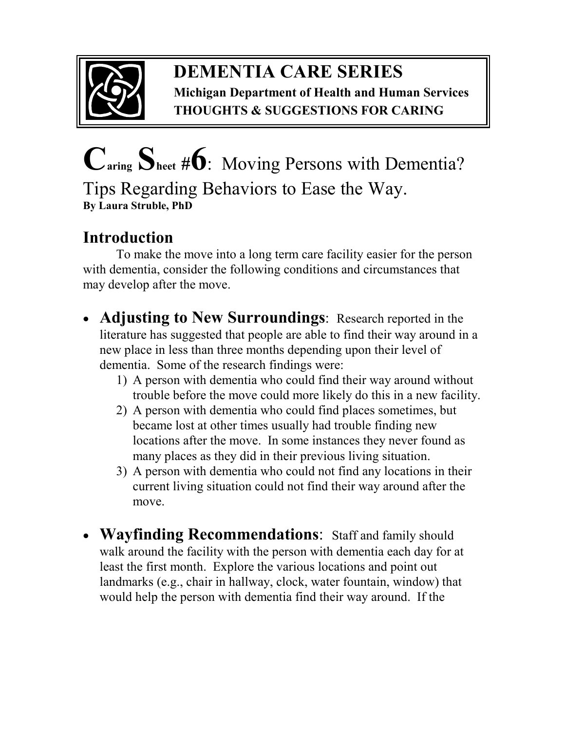# DEMENTIA CARE SERIES

**Michigan Department of Health and Human Services**
**THOUGHTS & SUGGESTIONS FOR CARING**

# Caring Sheet #6: Moving Persons with Dementia? Tips Regarding Behaviors to Ease the Way.

**By Laura Struble, PhD**

## Introduction

To make the move into a long term care facility easier for the person with dementia, consider the following conditions and circumstances that may develop after the move.

- **Adjusting to New Surroundings**: Research reported in the literature has suggested that people are able to find their way around in a new place in less than three months depending upon their level of dementia. Some of the research findings were:
    1) A person with dementia who could find their way around without trouble before the move could more likely do this in a new facility.
    2) A person with dementia who could find places sometimes, but became lost at other times usually had trouble finding new locations after the move. In some instances they never found as many places as they did in their previous living situation.
    3) A person with dementia who could not find any locations in their current living situation could not find their way around after the move.

- **Wayfinding Recommendations**: Staff and family should walk around the facility with the person with dementia each day for at least the first month. Explore the various locations and point out landmarks (e.g., chair in hallway, clock, water fountain, window) that would help the person with dementia find their way around. If the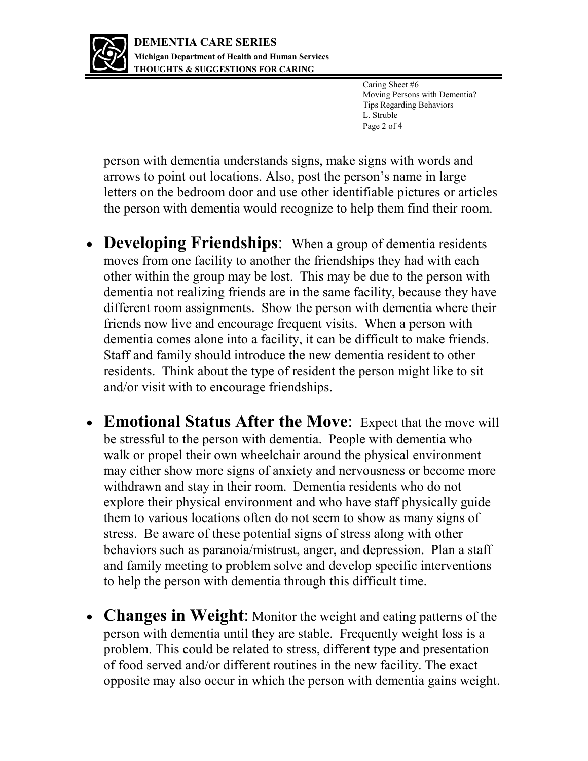person with dementia understands signs, make signs with words and arrows to point out locations. Also, post the person's name in large letters on the bedroom door and use other identifiable pictures or articles the person with dementia would recognize to help them find their room.

- **Developing Friendships**: When a group of dementia residents moves from one facility to another the friendships they had with each other within the group may be lost. This may be due to the person with dementia not realizing friends are in the same facility, because they have different room assignments. Show the person with dementia where their friends now live and encourage frequent visits. When a person with dementia comes alone into a facility, it can be difficult to make friends. Staff and family should introduce the new dementia resident to other residents. Think about the type of resident the person might like to sit and/or visit with to encourage friendships.

- **Emotional Status After the Move**: Expect that the move will be stressful to the person with dementia. People with dementia who walk or propel their own wheelchair around the physical environment may either show more signs of anxiety and nervousness or become more withdrawn and stay in their room. Dementia residents who do not explore their physical environment and who have staff physically guide them to various locations often do not seem to show as many signs of stress. Be aware of these potential signs of stress along with other behaviors such as paranoia/mistrust, anger, and depression. Plan a staff and family meeting to problem solve and develop specific interventions to help the person with dementia through this difficult time.

- **Changes in Weight**: Monitor the weight and eating patterns of the person with dementia until they are stable. Frequently weight loss is a problem. This could be related to stress, different type and presentation of food served and/or different routines in the new facility. The exact opposite may also occur in which the person with dementia gains weight.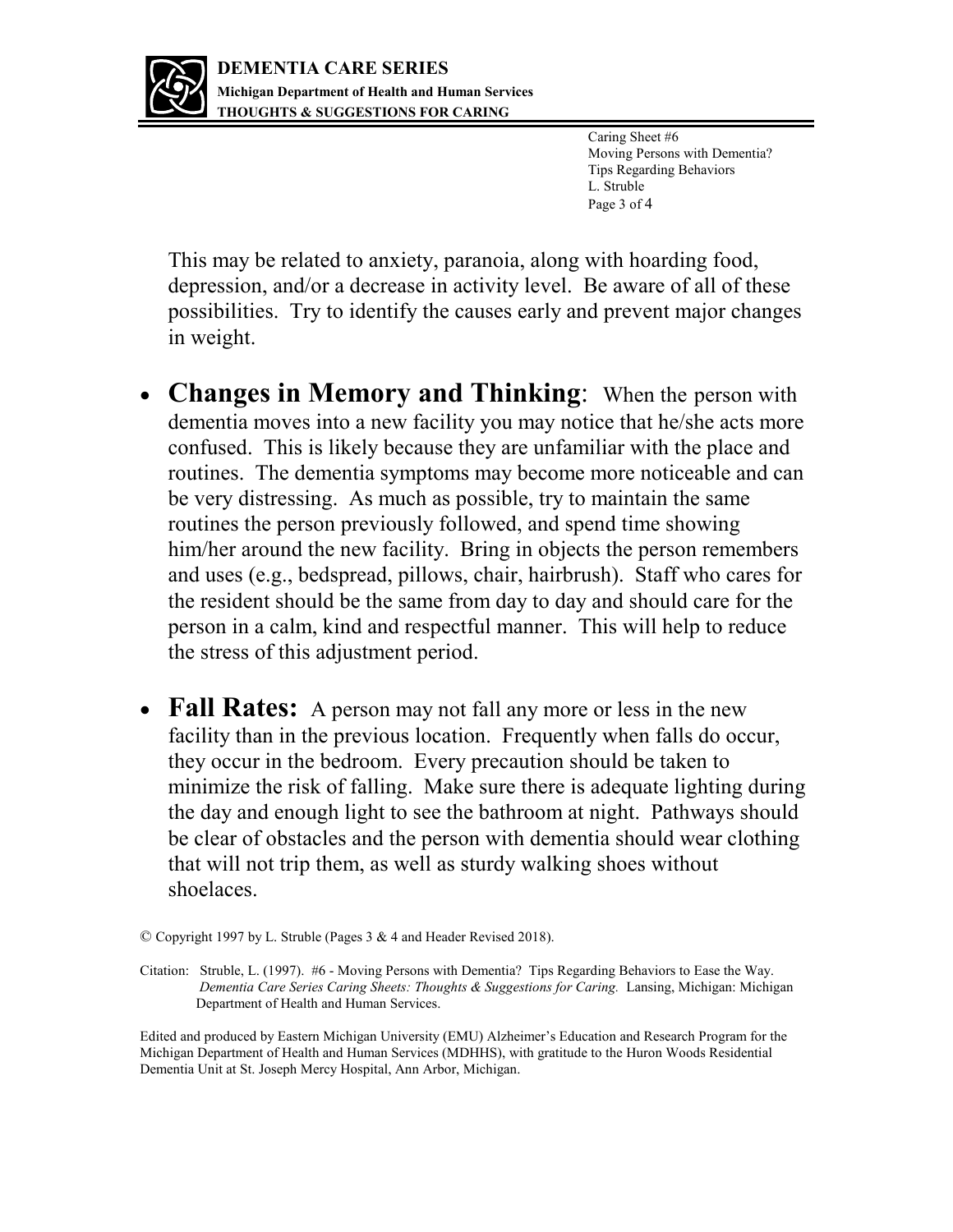This may be related to anxiety, paranoia, along with hoarding food, depression, and/or a decrease in activity level. Be aware of all of these possibilities. Try to identify the causes early and prevent major changes in weight.

- **Changes in Memory and Thinking**: When the person with dementia moves into a new facility you may notice that he/she acts more confused. This is likely because they are unfamiliar with the place and routines. The dementia symptoms may become more noticeable and can be very distressing. As much as possible, try to maintain the same routines the person previously followed, and spend time showing him/her around the new facility. Bring in objects the person remembers and uses (e.g., bedspread, pillows, chair, hairbrush). Staff who cares for the resident should be the same from day to day and should care for the person in a calm, kind and respectful manner. This will help to reduce the stress of this adjustment period.

- **Fall Rates:** A person may not fall any more or less in the new facility than in the previous location. Frequently when falls do occur, they occur in the bedroom. Every precaution should be taken to minimize the risk of falling. Make sure there is adequate lighting during the day and enough light to see the bathroom at night. Pathways should be clear of obstacles and the person with dementia should wear clothing that will not trip them, as well as sturdy walking shoes without shoelaces.

© Copyright 1997 by L. Struble (Pages 3 & 4 and Header Revised 2018).

Citation: Struble, L. (1997). #6 - Moving Persons with Dementia? Tips Regarding Behaviors to Ease the Way. *Dementia Care Series Caring Sheets: Thoughts & Suggestions for Caring.* Lansing, Michigan: Michigan Department of Health and Human Services.

Edited and produced by Eastern Michigan University (EMU) Alzheimer's Education and Research Program for the Michigan Department of Health and Human Services (MDHHS), with gratitude to the Huron Woods Residential Dementia Unit at St. Joseph Mercy Hospital, Ann Arbor, Michigan.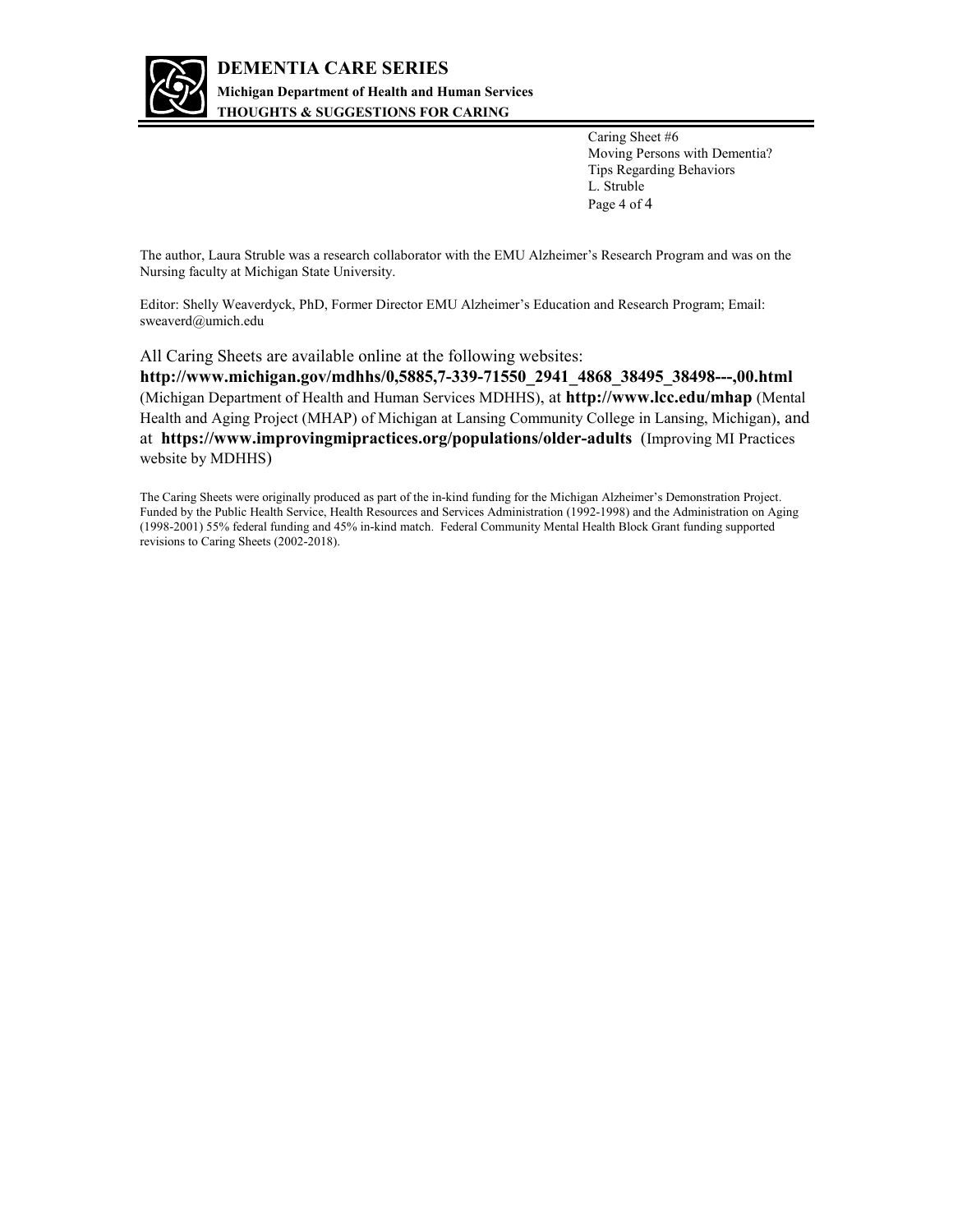The author, Laura Struble was a research collaborator with the EMU Alzheimer's Research Program and was on the Nursing faculty at Michigan State University.

Editor: Shelly Weaverdyck, PhD, Former Director EMU Alzheimer's Education and Research Program; Email: sweaverd@umich.edu

All Caring Sheets are available online at the following websites: **http://www.michigan.gov/mdhhs/0,5885,7-339-71550_2941_4868_38495_38498---,00.html** (Michigan Department of Health and Human Services MDHHS), at **http://www.lcc.edu/mhap** (Mental Health and Aging Project (MHAP) of Michigan at Lansing Community College in Lansing, Michigan), and at **https://www.improvingmipractices.org/populations/older-adults** (Improving MI Practices website by MDHHS)

The Caring Sheets were originally produced as part of the in-kind funding for the Michigan Alzheimer's Demonstration Project. Funded by the Public Health Service, Health Resources and Services Administration (1992-1998) and the Administration on Aging (1998-2001) 55% federal funding and 45% in-kind match. Federal Community Mental Health Block Grant funding supported revisions to Caring Sheets (2002-2018).